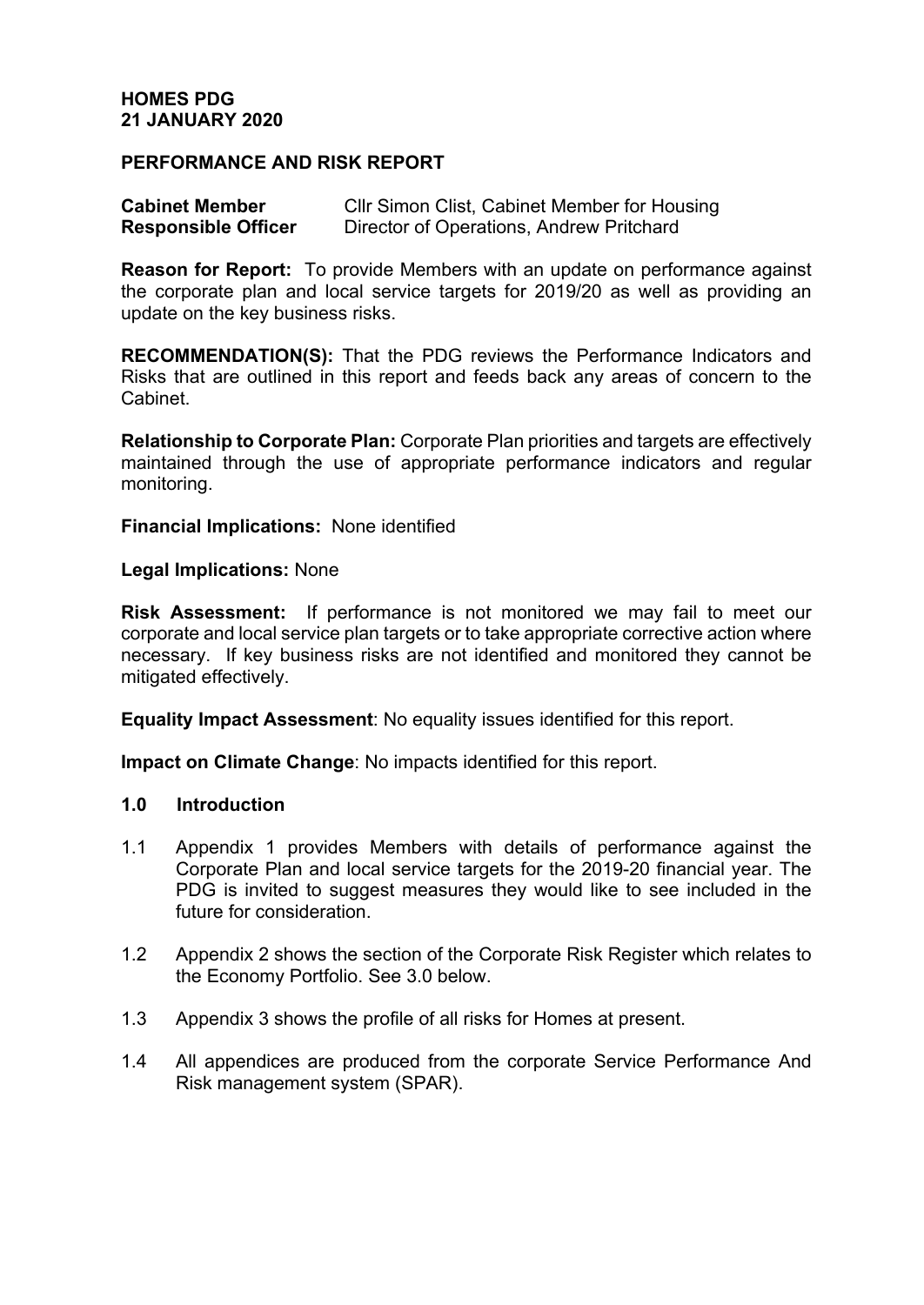**HOMES PDG**
**21 JANUARY 2020**

**PERFORMANCE AND RISK REPORT**

| | |
|---|---|
| **Cabinet Member** | Cllr Simon Clist, Cabinet Member for Housing |
| **Responsible Officer** | Director of Operations, Andrew Pritchard |

**Reason for Report:** To provide Members with an update on performance against the corporate plan and local service targets for 2019/20 as well as providing an update on the key business risks.

**RECOMMENDATION(S):** That the PDG reviews the Performance Indicators and Risks that are outlined in this report and feeds back any areas of concern to the Cabinet.

**Relationship to Corporate Plan:** Corporate Plan priorities and targets are effectively maintained through the use of appropriate performance indicators and regular monitoring.

**Financial Implications:** None identified

**Legal Implications:** None

**Risk Assessment:** If performance is not monitored we may fail to meet our corporate and local service plan targets or to take appropriate corrective action where necessary. If key business risks are not identified and monitored they cannot be mitigated effectively.

**Equality Impact Assessment**: No equality issues identified for this report.

**Impact on Climate Change**: No impacts identified for this report.

## 1.0 Introduction

1.1 Appendix 1 provides Members with details of performance against the Corporate Plan and local service targets for the 2019-20 financial year. The PDG is invited to suggest measures they would like to see included in the future for consideration.

1.2 Appendix 2 shows the section of the Corporate Risk Register which relates to the Economy Portfolio. See 3.0 below.

1.3 Appendix 3 shows the profile of all risks for Homes at present.

1.4 All appendices are produced from the corporate Service Performance And Risk management system (SPAR).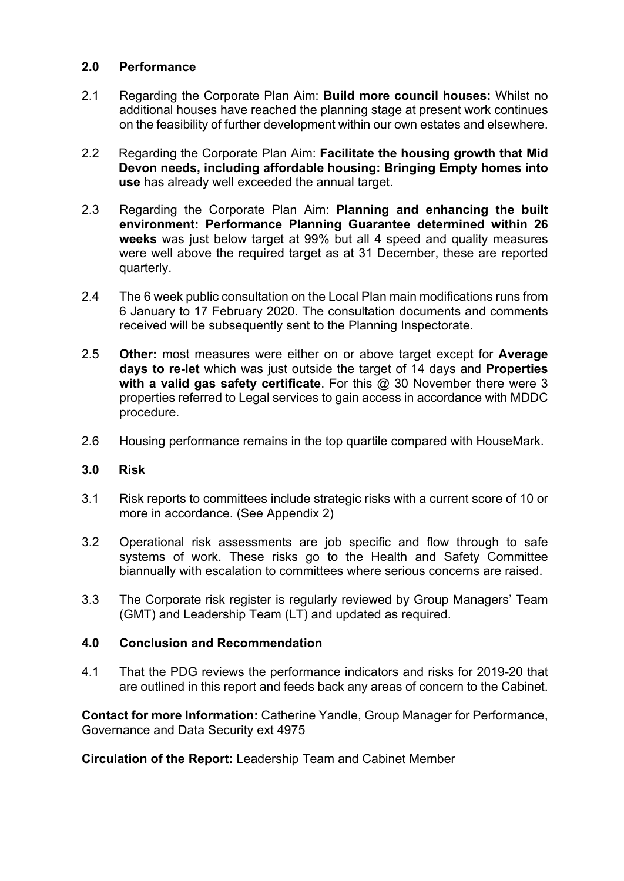## 2.0 Performance

2.1 Regarding the Corporate Plan Aim: **Build more council houses:** Whilst no additional houses have reached the planning stage at present work continues on the feasibility of further development within our own estates and elsewhere.

2.2 Regarding the Corporate Plan Aim: **Facilitate the housing growth that Mid Devon needs, including affordable housing: Bringing Empty homes into use** has already well exceeded the annual target.

2.3 Regarding the Corporate Plan Aim: **Planning and enhancing the built environment: Performance Planning Guarantee determined within 26 weeks** was just below target at 99% but all 4 speed and quality measures were well above the required target as at 31 December, these are reported quarterly.

2.4 The 6 week public consultation on the Local Plan main modifications runs from 6 January to 17 February 2020. The consultation documents and comments received will be subsequently sent to the Planning Inspectorate.

2.5 **Other:** most measures were either on or above target except for **Average days to re-let** which was just outside the target of 14 days and **Properties with a valid gas safety certificate**. For this @ 30 November there were 3 properties referred to Legal services to gain access in accordance with MDDC procedure.

2.6 Housing performance remains in the top quartile compared with HouseMark.

## 3.0 Risk

3.1 Risk reports to committees include strategic risks with a current score of 10 or more in accordance. (See Appendix 2)

3.2 Operational risk assessments are job specific and flow through to safe systems of work. These risks go to the Health and Safety Committee biannually with escalation to committees where serious concerns are raised.

3.3 The Corporate risk register is regularly reviewed by Group Managers' Team (GMT) and Leadership Team (LT) and updated as required.

## 4.0 Conclusion and Recommendation

4.1 That the PDG reviews the performance indicators and risks for 2019-20 that are outlined in this report and feeds back any areas of concern to the Cabinet.

**Contact for more Information:** Catherine Yandle, Group Manager for Performance, Governance and Data Security ext 4975

**Circulation of the Report:** Leadership Team and Cabinet Member